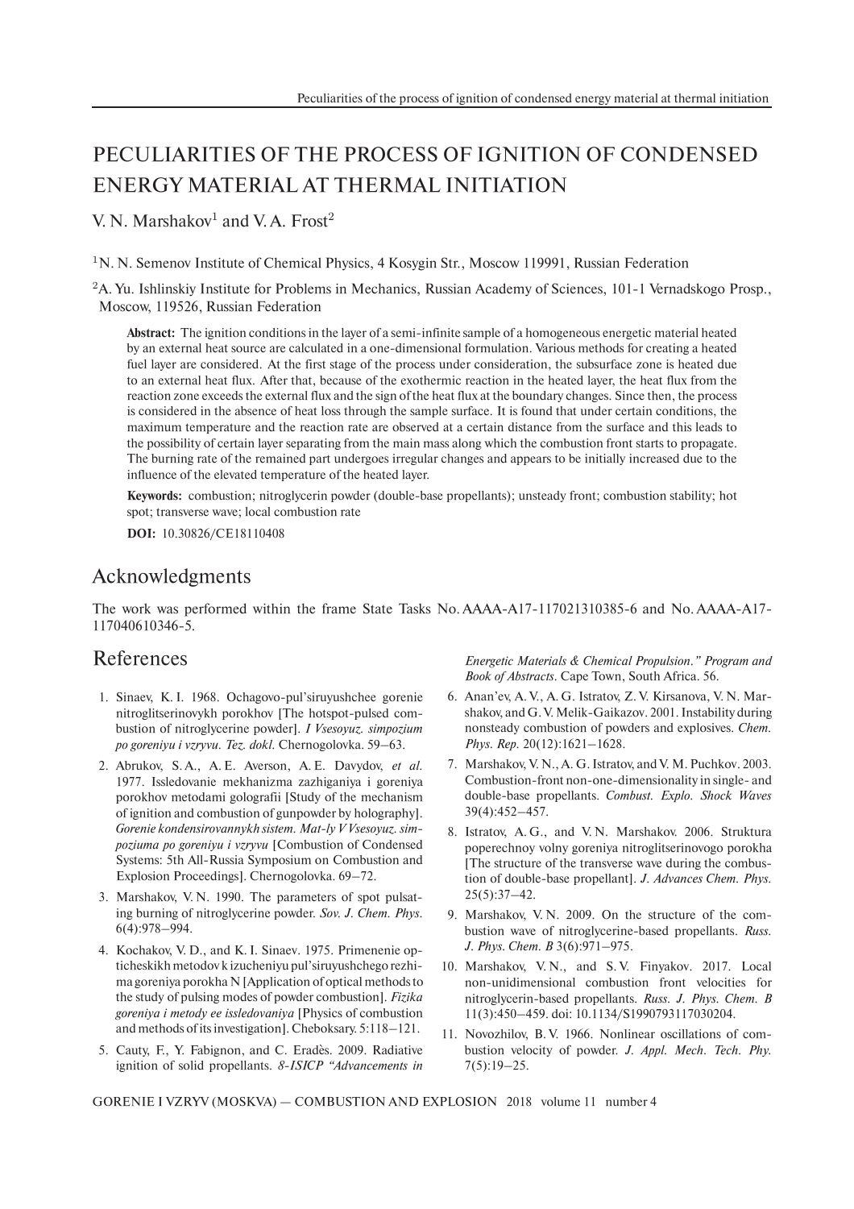# PECULIARITIES OF THE PROCESS OF IGNITION OF CONDENSED ENERGY MATERIAL AT THERMAL INITIATION

V. N. Marshakov[1] and V. A. Frost[2]

[1]N. N. Semenov Institute of Chemical Physics, 4 Kosygin Str., Moscow 119991, Russian Federation

[2]A. Yu. Ishlinskiy Institute for Problems in Mechanics, Russian Academy of Sciences, 101-1 Vernadskogo Prosp., Moscow, 119526, Russian Federation

**Abstract:** The ignition conditions in the layer of a semi-infinite sample of a homogeneous energetic material heated by an external heat source are calculated in a one-dimensional formulation. Various methods for creating a heated fuel layer are considered. At the first stage of the process under consideration, the subsurface zone is heated due to an external heat flux. After that, because of the exothermic reaction in the heated layer, the heat flux from the reaction zone exceeds the external flux and the sign of the heat flux at the boundary changes. Since then, the process is considered in the absence of heat loss through the sample surface. It is found that under certain conditions, the maximum temperature and the reaction rate are observed at a certain distance from the surface and this leads to the possibility of certain layer separating from the main mass along which the combustion front starts to propagate. The burning rate of the remained part undergoes irregular changes and appears to be initially increased due to the influence of the elevated temperature of the heated layer.

**Keywords:** combustion; nitroglycerin powder (double-base propellants); unsteady front; combustion stability; hot spot; transverse wave; local combustion rate

**DOI:** 10.30826/CE18110408

## Acknowledgments

The work was performed within the frame State Tasks No. AAAA-A17-117021310385-6 and No. AAAA-A17-117040610346-5.

## References

1. Sinaev, K. I. 1968. Ochagovo-pul'siruyushchee gorenie nitroglitserinovykh porokhov [The hotspot-pulsed combustion of nitroglycerine powder]. *I Vsesoyuz. simpozium po goreniyu i vzryvu. Tez. dokl.* Chernogolovka. 59–63.
2. Abrukov, S. A., A. E. Averson, A. E. Davydov, *et al.* 1977. Issledovanie mekhanizma zazhiganiya i goreniya porokhov metodami golografii [Study of the mechanism of ignition and combustion of gunpowder by holography]. *Gorenie kondensirovannykh sistem. Mat-ly V Vsesoyuz. simpoziuma po goreniyu i vzryvu* [Combustion of Condensed Systems: 5th All-Russia Symposium on Combustion and Explosion Proceedings]. Chernogolovka. 69–72.
3. Marshakov, V. N. 1990. The parameters of spot pulsating burning of nitroglycerine powder. *Sov. J. Chem. Phys.* 6(4):978–994.
4. Kochakov, V. D., and K. I. Sinaev. 1975. Primenenie opticheskikh metodov k izucheniyu pul'siruyushchego rezhima goreniya porokha N [Application of optical methods to the study of pulsing modes of powder combustion]. *Fizika goreniya i metody ee issledovaniya* [Physics of combustion and methods of its investigation]. Cheboksary. 5:118–121.
5. Cauty, F., Y. Fabignon, and C. Eradès. 2009. Radiative ignition of solid propellants. *8-ISICP "Advancements in Energetic Materials & Chemical Propulsion." Program and Book of Abstracts*. Cape Town, South Africa. 56.
6. Anan'ev, A. V., A. G. Istratov, Z. V. Kirsanova, V. N. Marshakov, and G. V. Melik-Gaikazov. 2001. Instability during nonsteady combustion of powders and explosives. *Chem. Phys. Rep.* 20(12):1621–1628.
7. Marshakov, V. N., A. G. Istratov, and V. M. Puchkov. 2003. Combustion-front non-one-dimensionality in single- and double-base propellants. *Combust. Explo. Shock Waves* 39(4):452–457.
8. Istratov, A. G., and V. N. Marshakov. 2006. Struktura poperechnoy volny goreniya nitroglitserinovogo porokha [The structure of the transverse wave during the combustion of double-base propellant]. *J. Advances Chem. Phys.* 25(5):37–42.
9. Marshakov, V. N. 2009. On the structure of the combustion wave of nitroglycerin-based propellants. *Russ. J. Phys. Chem. B* 3(6):971–975.
10. Marshakov, V. N., and S. V. Finyakov. 2017. Local non-unidimensional combustion front velocities for double-base propellants. *Russ. J. Phys. Chem. B* 11(3):450–459. doi: 10.1134/S1990793117030204.
11. Novozhilov, B. V. 1966. Nonlinear oscillations of combustion velocity of powder. *J. Appl. Mech. Tech. Phy.* 7(5):19–25.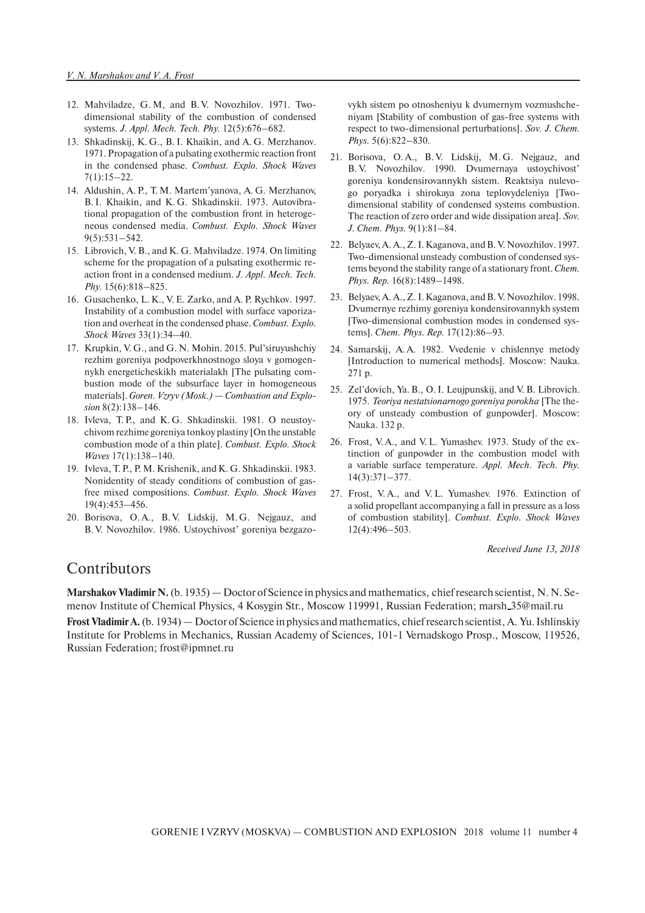12. Mahviladze, G. M, and B. V. Novozhilov. 1971. Two-dimensional stability of the combustion of condensed systems. *J. Appl. Mech. Tech. Phy.* 12(5):676–682.
13. Shkadinskij, K. G., B. I. Khaikin, and A. G. Merzhanov. 1971. Propagation of a pulsating exothermic reaction front in the condensed phase. *Combust. Explo. Shock Waves* 7(1):15–22.
14. Aldushin, A. P., T. M. Martem'yanova, A. G. Merzhanov, B. I. Khaikin, and K. G. Shkadinskii. 1973. Autovibrational propagation of the combustion front in heterogeneous condensed media. *Combust. Explo. Shock Waves* 9(5):531–542.
15. Librovich, V. B., and K. G. Mahviladze. 1974. On limiting scheme for the propagation of a pulsating exothermic reaction front in a condensed medium. *J. Appl. Mech. Tech. Phy.* 15(6):818–825.
16. Gusachenko, L. K., V. E. Zarko, and A. P. Rychkov. 1997. Instability of a combustion model with surface vaporization and overheat in the condensed phase. *Combust. Explo. Shock Waves* 33(1):34–40.
17. Krupkin, V. G., and G. N. Mohin. 2015. Pul'siruyushchiy rezhim goreniya podpoverkhnostnogo sloya v gomogennykh energeticheskikh materialakh [The pulsating combustion mode of the subsurface layer in homogeneous materials]. *Goren. Vzryv (Mosk.) — Combustion and Explosion* 8(2):138–146.
18. Ivleva, T. P., and K. G. Shkadinskii. 1981. O neustoychivom rezhime goreniya tonkoy plastiny [On the unstable combustion mode of a thin plate]. *Combust. Explo. Shock Waves* 17(1):138–140.
19. Ivleva, T. P., P. M. Krishenik, and K. G. Shkadinskii. 1983. Nonidentity of steady conditions of combustion of gas-free mixed compositions. *Combust. Explo. Shock Waves* 19(4):453–456.
20. Borisova, O. A., B. V. Lidskij, M. G. Nejgauz, and B. V. Novozhilov. 1986. Ustoychivost' goreniya bezgazovykh sistem po otnosheniyu k dvumernym vozmushcheniyam [Stability of combustion of gas-free systems with respect to two-dimensional perturbations]. *Sov. J. Chem. Phys.* 5(6):822–830.
21. Borisova, O. A., B. V. Lidskij, M. G. Nejgauz, and B. V. Novozhilov. 1990. Dvumernaya ustoychivost' goreniya kondensirovannykh sistem. Reaktsiya nulevogo poryadka i shirokaya zona teplovydeleniya [Two-dimensional stability of condensed systems combustion. The reaction of zero order and wide dissipation area]. *Sov. J. Chem. Phys.* 9(1):81–84.
22. Belyaev, A. A., Z. I. Kaganova, and B. V. Novozhilov. 1997. Two-dimensional unsteady combustion of condensed systems beyond the stability range of a stationary front. *Chem. Phys. Rep.* 16(8):1489–1498.
23. Belyaev, A. A., Z. I. Kaganova, and B. V. Novozhilov. 1998. Dvumernye rezhimy goreniya kondensirovannykh system [Two-dimensional combustion modes in condensed systems]. *Chem. Phys. Rep.* 17(12):86–93.
24. Samarskij, A. A. 1982. Vvedenie v chislennye metody [Introduction to numerical methods]. Moscow: Nauka. 271 p.
25. Zel'dovich, Ya. B., O. I. Leujpunskij, and V. B. Librovich. 1975. *Teoriya nestatsionarnogo goreniya porokha* [The theory of unsteady combustion of gunpowder]. Moscow: Nauka. 132 p.
26. Frost, V. A., and V. L. Yumashev. 1973. Study of the extinction of gunpowder in the combustion model with a variable surface temperature. *Appl. Mech. Tech. Phy.* 14(3):371–377.
27. Frost, V. A., and V. L. Yumashev. 1976. Extinction of a solid propellant accompanying a fall in pressure as a loss of combustion stability]. *Combust. Explo. Shock Waves* 12(4):496–503.

*Received June 13, 2018*

## Contributors

**Marshakov Vladimir N.** (b. 1935) — Doctor of Science in physics and mathematics, chief research scientist, N. N. Semenov Institute of Chemical Physics, 4 Kosygin Str., Moscow 119991, Russian Federation; marsh_35@mail.ru

**Frost Vladimir A.** (b. 1934) — Doctor of Science in physics and mathematics, chief research scientist, A. Yu. Ishlinskiy Institute for Problems in Mechanics, Russian Academy of Sciences, 101-1 Vernadskogo Prosp., Moscow, 119526, Russian Federation; frost@ipmnet.ru